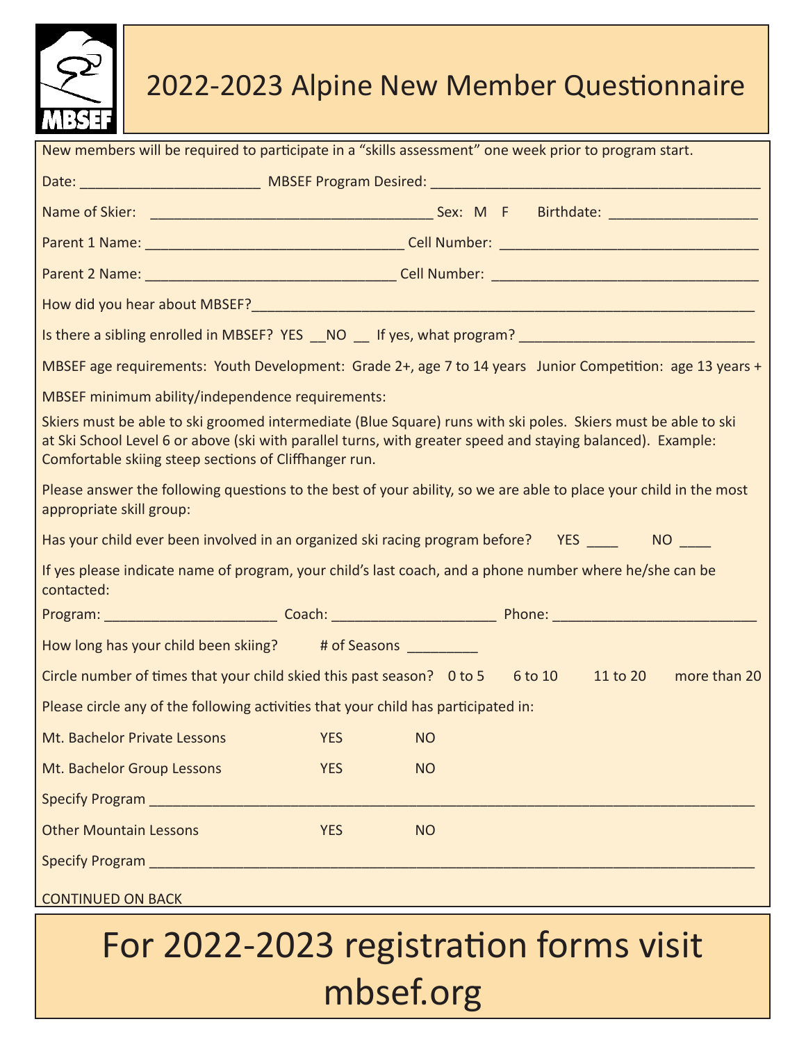# 2022-2023 Alpine New Member Questionnaire

New members will be required to participate in a "skills assessment" one week prior to program start.

Date: ______________________ MBSEF Program Desired: ________________________________________

Name of Skier: ___________________________________ Sex: M F Birthdate: __________________

Parent 1 Name: ________________________________ Cell Number: ________________________________

Parent 2 Name: _______________________________ Cell Number: _________________________________

How did you hear about MBSEF?______________________________________________________________

Is there a sibling enrolled in MBSEF? YES __NO __ If yes, what program? ____________________________

MBSEF age requirements: Youth Development: Grade 2+, age 7 to 14 years Junior Competition: age 13 years +

MBSEF minimum ability/independence requirements:

Skiers must be able to ski groomed intermediate (Blue Square) runs with ski poles. Skiers must be able to ski at Ski School Level 6 or above (ski with parallel turns, with greater speed and staying balanced). Example: Comfortable skiing steep sections of Cliffhanger run.

Please answer the following questions to the best of your ability, so we are able to place your child in the most appropriate skill group:

Has your child ever been involved in an organized ski racing program before? YES ____ NO ____

If yes please indicate name of program, your child's last coach, and a phone number where he/she can be contacted:

Program: _____________________ Coach: ____________________ Phone: _________________________

How long has your child been skiing? # of Seasons _________

Circle number of times that your child skied this past season? 0 to 5 6 to 10 11 to 20 more than 20

Please circle any of the following activities that your child has participated in:

Mt. Bachelor Private Lessons YES NO

Mt. Bachelor Group Lessons YES NO

Specify Program _________________________________________________________________________

Other Mountain Lessons YES NO

Specify Program _________________________________________________________________________

CONTINUED ON BACK

## For 2022-2023 registration forms visit mbsef.org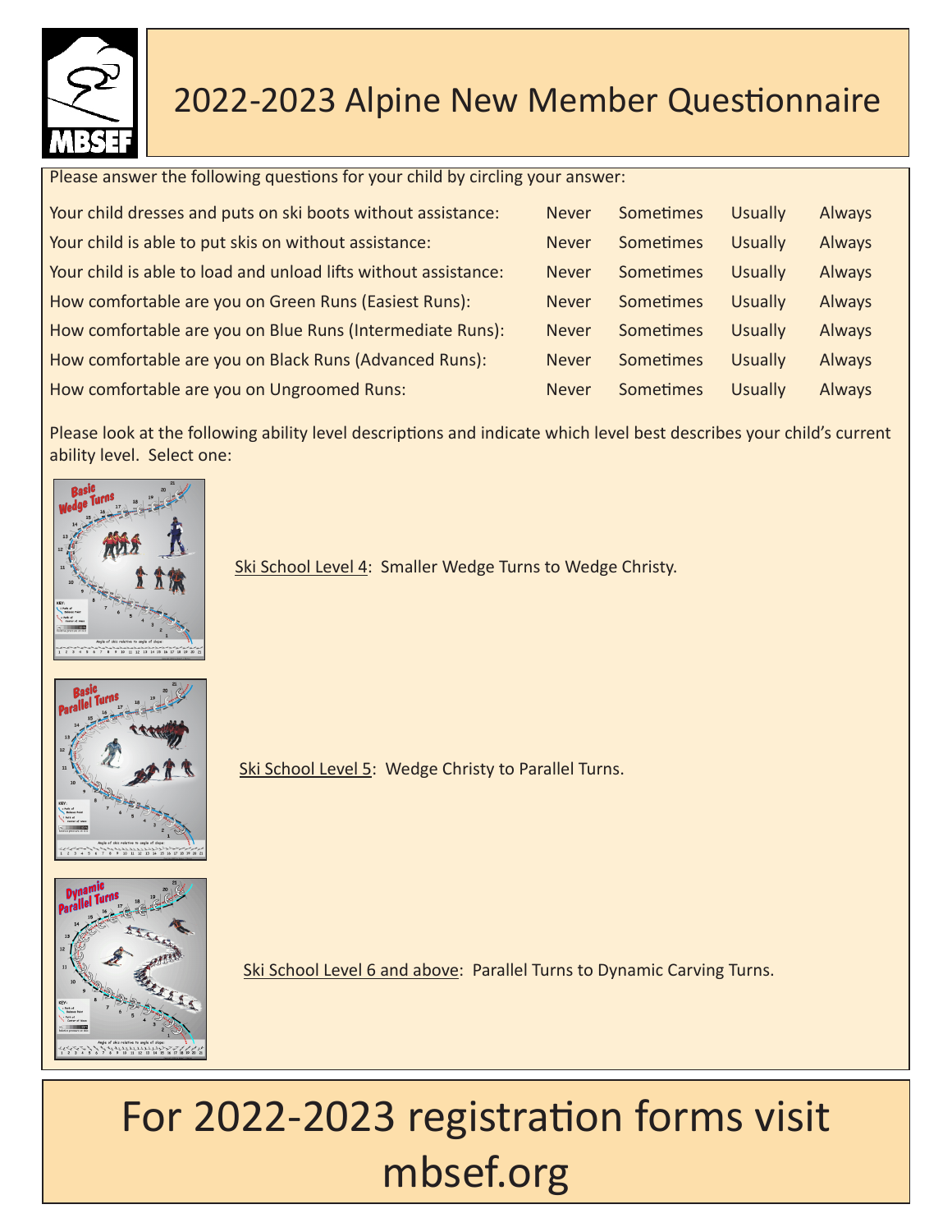# 2022-2023 Alpine New Member Questionnaire

Please answer the following questions for your child by circling your answer:

| | | | | |
|---|---|---|---|---|
| Your child dresses and puts on ski boots without assistance: | Never | Sometimes | Usually | Always |
| Your child is able to put skis on without assistance: | Never | Sometimes | Usually | Always |
| Your child is able to load and unload lifts without assistance: | Never | Sometimes | Usually | Always |
| How comfortable are you on Green Runs (Easiest Runs): | Never | Sometimes | Usually | Always |
| How comfortable are you on Blue Runs (Intermediate Runs): | Never | Sometimes | Usually | Always |
| How comfortable are you on Black Runs (Advanced Runs): | Never | Sometimes | Usually | Always |
| How comfortable are you on Ungroomed Runs: | Never | Sometimes | Usually | Always |

Please look at the following ability level descriptions and indicate which level best describes your child's current ability level. Select one:

Basic Wedge Turns

Ski School Level 4: Smaller Wedge Turns to Wedge Christy.

Basic Parallel Turns

Ski School Level 5: Wedge Christy to Parallel Turns.

Dynamic Parallel Turns

Ski School Level 6 and above: Parallel Turns to Dynamic Carving Turns.

# For 2022-2023 registration forms visit mbsef.org